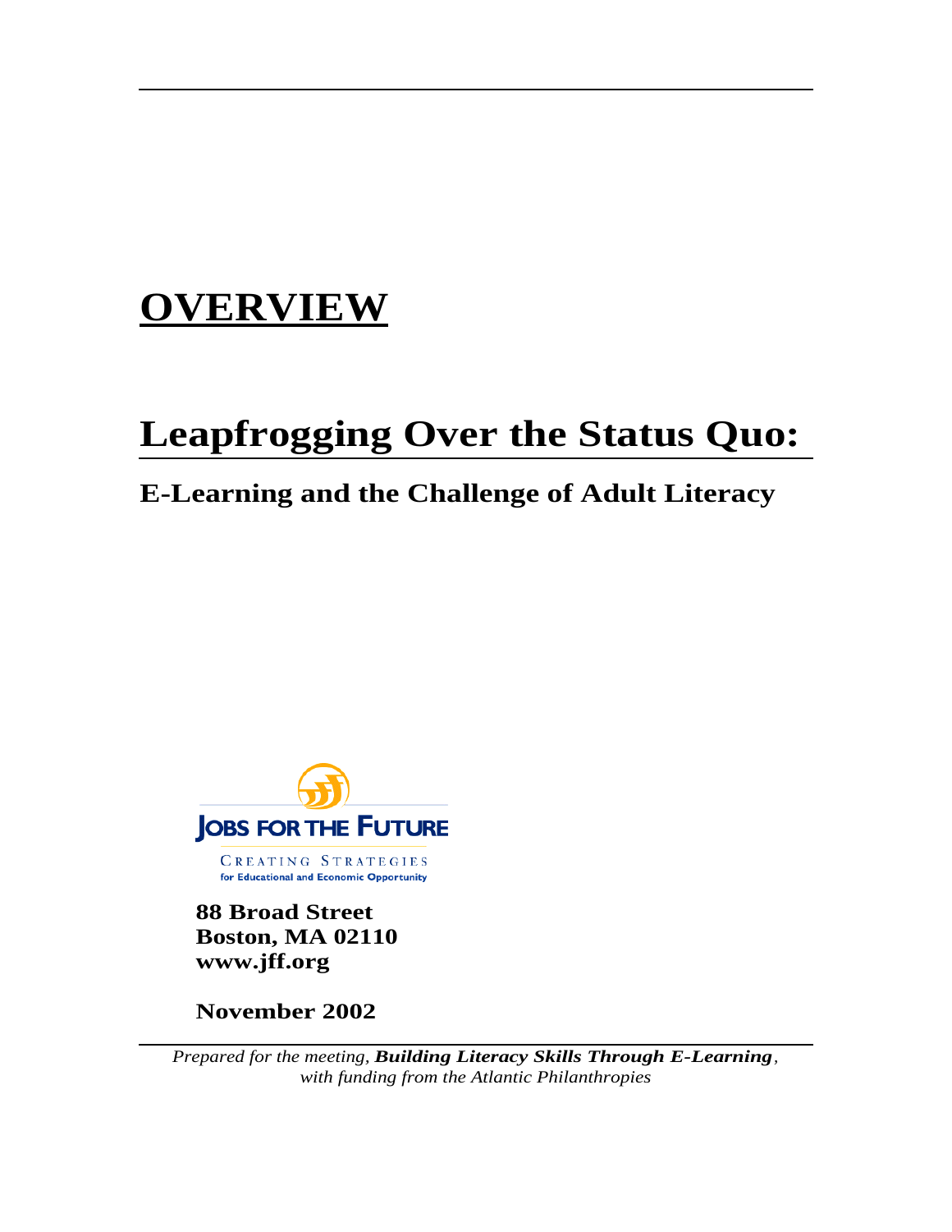# OVERVIEW

# Leapfrogging Over the Status Quo:

## E-Learning and the Challenge of Adult Literacy

JOBS FOR THE FUTURE

CREATING STRATEGIES
for Educational and Economic Opportunity

**88 Broad Street**
**Boston, MA 02110**
**www.jff.org**

**November 2002**

*Prepared for the meeting,* ***Building Literacy Skills Through E-Learning****,*
*with funding from the Atlantic Philanthropies*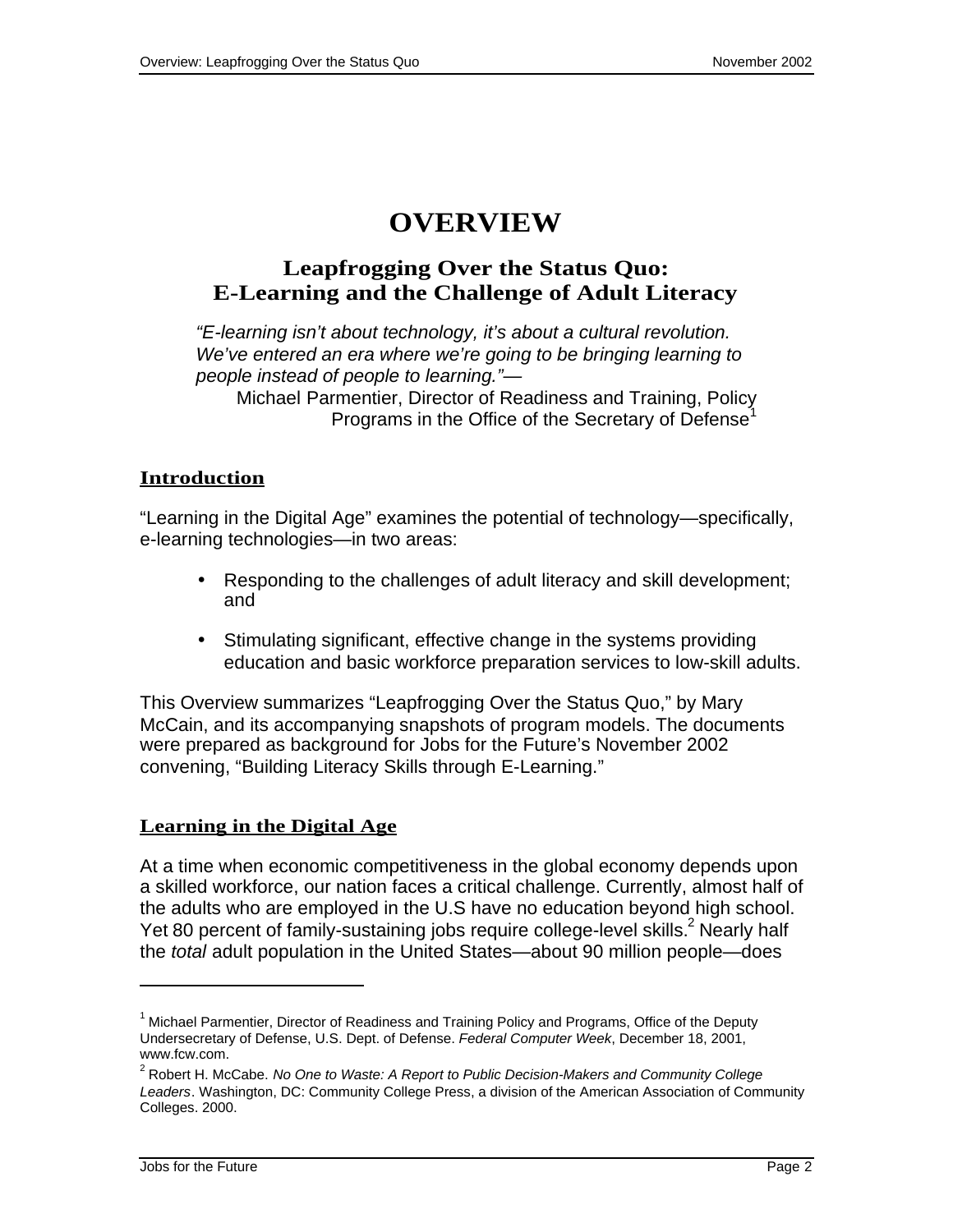# OVERVIEW

## Leapfrogging Over the Status Quo: E-Learning and the Challenge of Adult Literacy

> *"E-learning isn't about technology, it's about a cultural revolution. We've entered an era where we're going to be bringing learning to people instead of people to learning."*—
>
> Michael Parmentier, Director of Readiness and Training, Policy Programs in the Office of the Secretary of Defense[1]

### Introduction

"Learning in the Digital Age" examines the potential of technology—specifically, e-learning technologies—in two areas:

- Responding to the challenges of adult literacy and skill development; and
- Stimulating significant, effective change in the systems providing education and basic workforce preparation services to low-skill adults.

This Overview summarizes "Leapfrogging Over the Status Quo," by Mary McCain, and its accompanying snapshots of program models. The documents were prepared as background for Jobs for the Future's November 2002 convening, "Building Literacy Skills through E-Learning."

### Learning in the Digital Age

At a time when economic competitiveness in the global economy depends upon a skilled workforce, our nation faces a critical challenge. Currently, almost half of the adults who are employed in the U.S have no education beyond high school. Yet 80 percent of family-sustaining jobs require college-level skills.[2] Nearly half the *total* adult population in the United States—about 90 million people—does

---

[1] Michael Parmentier, Director of Readiness and Training Policy and Programs, Office of the Deputy Undersecretary of Defense, U.S. Dept. of Defense. *Federal Computer Week*, December 18, 2001, www.fcw.com.

[2] Robert H. McCabe. *No One to Waste: A Report to Public Decision-Makers and Community College Leaders*. Washington, DC: Community College Press, a division of the American Association of Community Colleges. 2000.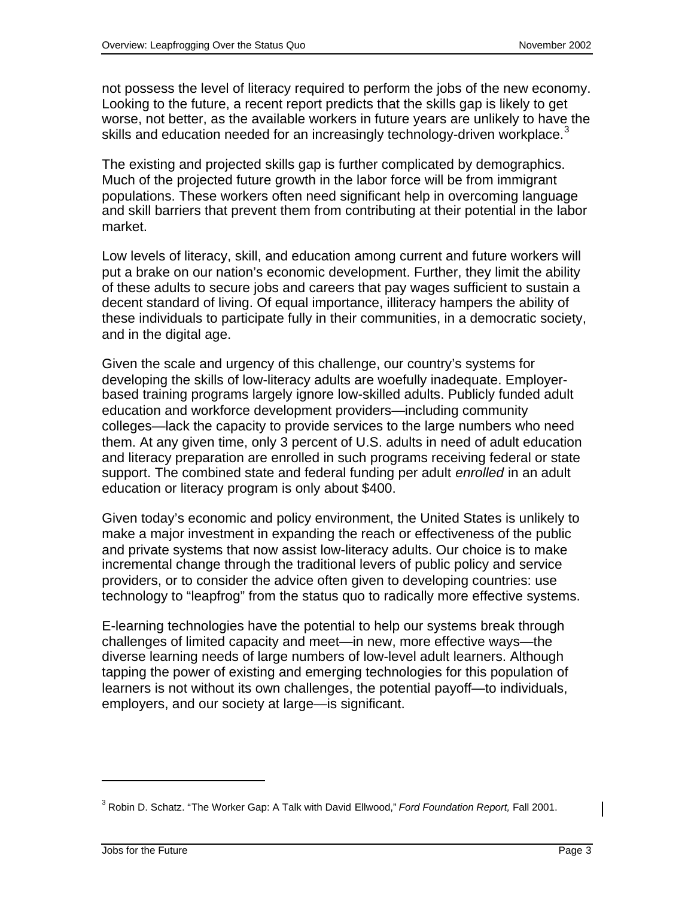not possess the level of literacy required to perform the jobs of the new economy. Looking to the future, a recent report predicts that the skills gap is likely to get worse, not better, as the available workers in future years are unlikely to have the skills and education needed for an increasingly technology-driven workplace.[3]

The existing and projected skills gap is further complicated by demographics. Much of the projected future growth in the labor force will be from immigrant populations. These workers often need significant help in overcoming language and skill barriers that prevent them from contributing at their potential in the labor market.

Low levels of literacy, skill, and education among current and future workers will put a brake on our nation's economic development. Further, they limit the ability of these adults to secure jobs and careers that pay wages sufficient to sustain a decent standard of living. Of equal importance, illiteracy hampers the ability of these individuals to participate fully in their communities, in a democratic society, and in the digital age.

Given the scale and urgency of this challenge, our country's systems for developing the skills of low-literacy adults are woefully inadequate. Employer-based training programs largely ignore low-skilled adults. Publicly funded adult education and workforce development providers—including community colleges—lack the capacity to provide services to the large numbers who need them. At any given time, only 3 percent of U.S. adults in need of adult education and literacy preparation are enrolled in such programs receiving federal or state support. The combined state and federal funding per adult *enrolled* in an adult education or literacy program is only about $400.

Given today's economic and policy environment, the United States is unlikely to make a major investment in expanding the reach or effectiveness of the public and private systems that now assist low-literacy adults. Our choice is to make incremental change through the traditional levers of public policy and service providers, or to consider the advice often given to developing countries: use technology to "leapfrog" from the status quo to radically more effective systems.

E-learning technologies have the potential to help our systems break through challenges of limited capacity and meet—in new, more effective ways—the diverse learning needs of large numbers of low-level adult learners. Although tapping the power of existing and emerging technologies for this population of learners is not without its own challenges, the potential payoff—to individuals, employers, and our society at large—is significant.

---

[3] Robin D. Schatz. "The Worker Gap: A Talk with David Ellwood," *Ford Foundation Report,* Fall 2001.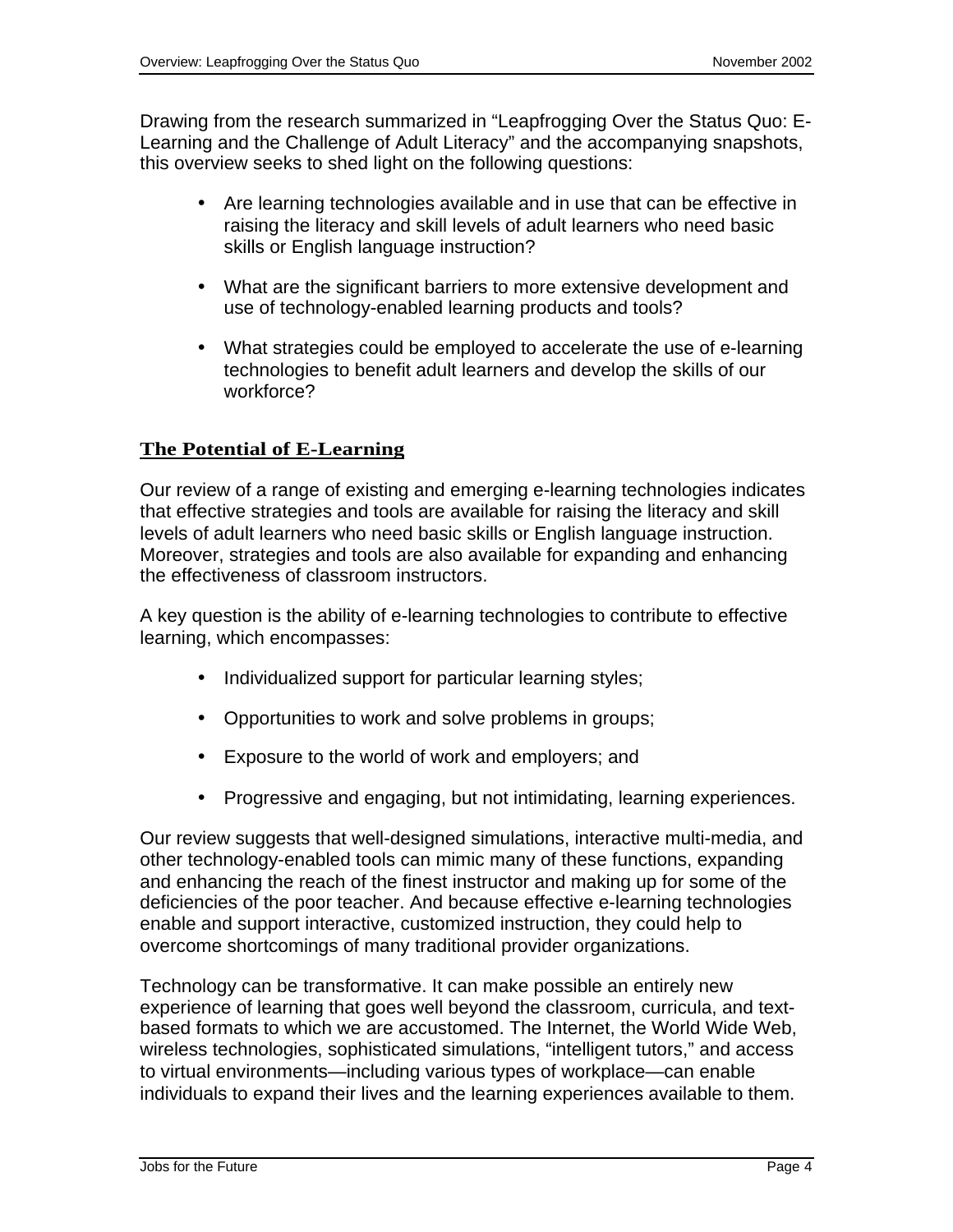Drawing from the research summarized in "Leapfrogging Over the Status Quo: E-Learning and the Challenge of Adult Literacy" and the accompanying snapshots, this overview seeks to shed light on the following questions:

- Are learning technologies available and in use that can be effective in raising the literacy and skill levels of adult learners who need basic skills or English language instruction?
- What are the significant barriers to more extensive development and use of technology-enabled learning products and tools?
- What strategies could be employed to accelerate the use of e-learning technologies to benefit adult learners and develop the skills of our workforce?

## The Potential of E-Learning

Our review of a range of existing and emerging e-learning technologies indicates that effective strategies and tools are available for raising the literacy and skill levels of adult learners who need basic skills or English language instruction. Moreover, strategies and tools are also available for expanding and enhancing the effectiveness of classroom instructors.

A key question is the ability of e-learning technologies to contribute to effective learning, which encompasses:

- Individualized support for particular learning styles;
- Opportunities to work and solve problems in groups;
- Exposure to the world of work and employers; and
- Progressive and engaging, but not intimidating, learning experiences.

Our review suggests that well-designed simulations, interactive multi-media, and other technology-enabled tools can mimic many of these functions, expanding and enhancing the reach of the finest instructor and making up for some of the deficiencies of the poor teacher. And because effective e-learning technologies enable and support interactive, customized instruction, they could help to overcome shortcomings of many traditional provider organizations.

Technology can be transformative. It can make possible an entirely new experience of learning that goes well beyond the classroom, curricula, and text-based formats to which we are accustomed. The Internet, the World Wide Web, wireless technologies, sophisticated simulations, "intelligent tutors," and access to virtual environments—including various types of workplace—can enable individuals to expand their lives and the learning experiences available to them.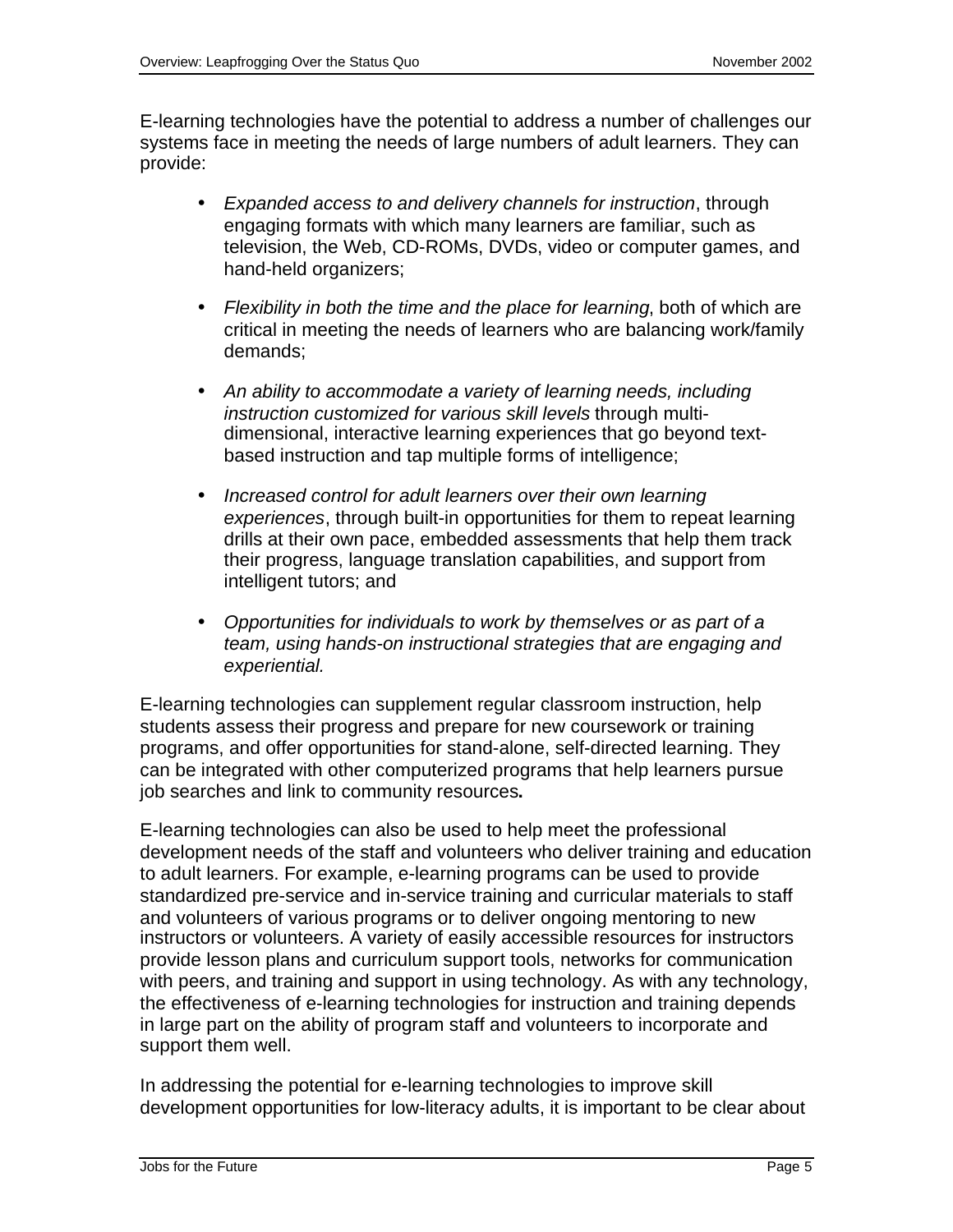E-learning technologies have the potential to address a number of challenges our systems face in meeting the needs of large numbers of adult learners. They can provide:

- *Expanded access to and delivery channels for instruction*, through engaging formats with which many learners are familiar, such as television, the Web, CD-ROMs, DVDs, video or computer games, and hand-held organizers;
- *Flexibility in both the time and the place for learning*, both of which are critical in meeting the needs of learners who are balancing work/family demands;
- *An ability to accommodate a variety of learning needs, including instruction customized for various skill levels* through multi-dimensional, interactive learning experiences that go beyond text-based instruction and tap multiple forms of intelligence;
- *Increased control for adult learners over their own learning experiences*, through built-in opportunities for them to repeat learning drills at their own pace, embedded assessments that help them track their progress, language translation capabilities, and support from intelligent tutors; and
- *Opportunities for individuals to work by themselves or as part of a team, using hands-on instructional strategies that are engaging and experiential.*

E-learning technologies can supplement regular classroom instruction, help students assess their progress and prepare for new coursework or training programs, and offer opportunities for stand-alone, self-directed learning. They can be integrated with other computerized programs that help learners pursue job searches and link to community resources**.**

E-learning technologies can also be used to help meet the professional development needs of the staff and volunteers who deliver training and education to adult learners. For example, e-learning programs can be used to provide standardized pre-service and in-service training and curricular materials to staff and volunteers of various programs or to deliver ongoing mentoring to new instructors or volunteers. A variety of easily accessible resources for instructors provide lesson plans and curriculum support tools, networks for communication with peers, and training and support in using technology. As with any technology, the effectiveness of e-learning technologies for instruction and training depends in large part on the ability of program staff and volunteers to incorporate and support them well.

In addressing the potential for e-learning technologies to improve skill development opportunities for low-literacy adults, it is important to be clear about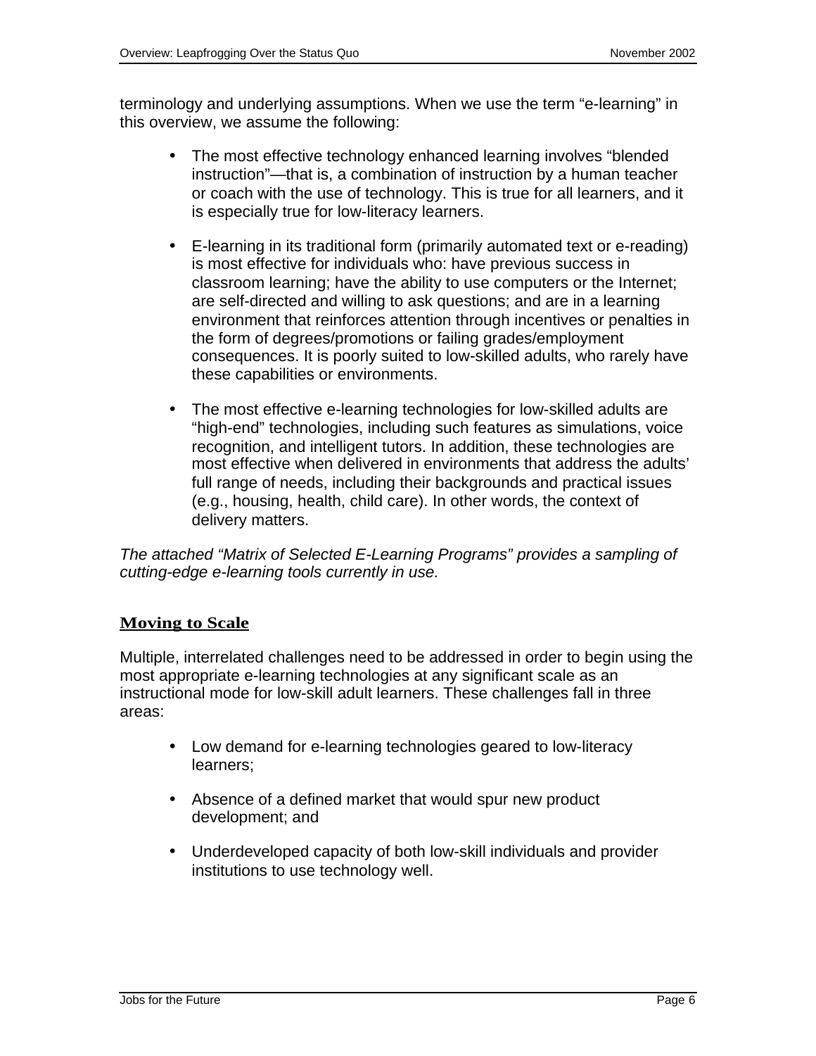terminology and underlying assumptions. When we use the term "e-learning" in this overview, we assume the following:

- The most effective technology enhanced learning involves "blended instruction"—that is, a combination of instruction by a human teacher or coach with the use of technology. This is true for all learners, and it is especially true for low-literacy learners.

- E-learning in its traditional form (primarily automated text or e-reading) is most effective for individuals who: have previous success in classroom learning; have the ability to use computers or the Internet; are self-directed and willing to ask questions; and are in a learning environment that reinforces attention through incentives or penalties in the form of degrees/promotions or failing grades/employment consequences. It is poorly suited to low-skilled adults, who rarely have these capabilities or environments.

- The most effective e-learning technologies for low-skilled adults are "high-end" technologies, including such features as simulations, voice recognition, and intelligent tutors. In addition, these technologies are most effective when delivered in environments that address the adults' full range of needs, including their backgrounds and practical issues (e.g., housing, health, child care). In other words, the context of delivery matters.

*The attached "Matrix of Selected E-Learning Programs" provides a sampling of cutting-edge e-learning tools currently in use.*

## Moving to Scale

Multiple, interrelated challenges need to be addressed in order to begin using the most appropriate e-learning technologies at any significant scale as an instructional mode for low-skill adult learners. These challenges fall in three areas:

- Low demand for e-learning technologies geared to low-literacy learners;

- Absence of a defined market that would spur new product development; and

- Underdeveloped capacity of both low-skill individuals and provider institutions to use technology well.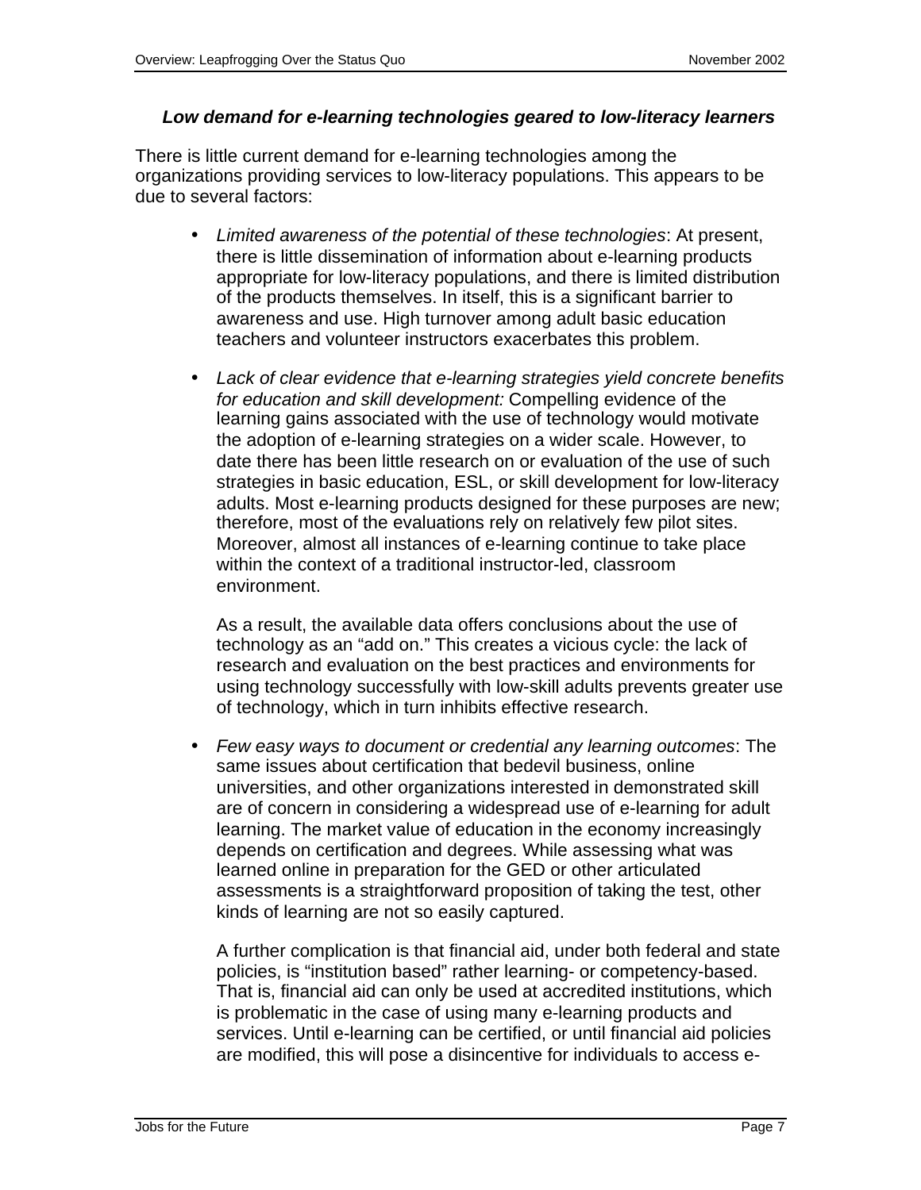### *Low demand for e-learning technologies geared to low-literacy learners*

There is little current demand for e-learning technologies among the organizations providing services to low-literacy populations. This appears to be due to several factors:

- *Limited awareness of the potential of these technologies*: At present, there is little dissemination of information about e-learning products appropriate for low-literacy populations, and there is limited distribution of the products themselves. In itself, this is a significant barrier to awareness and use. High turnover among adult basic education teachers and volunteer instructors exacerbates this problem.

- *Lack of clear evidence that e-learning strategies yield concrete benefits for education and skill development:* Compelling evidence of the learning gains associated with the use of technology would motivate the adoption of e-learning strategies on a wider scale. However, to date there has been little research on or evaluation of the use of such strategies in basic education, ESL, or skill development for low-literacy adults. Most e-learning products designed for these purposes are new; therefore, most of the evaluations rely on relatively few pilot sites. Moreover, almost all instances of e-learning continue to take place within the context of a traditional instructor-led, classroom environment.

  As a result, the available data offers conclusions about the use of technology as an “add on.” This creates a vicious cycle: the lack of research and evaluation on the best practices and environments for using technology successfully with low-skill adults prevents greater use of technology, which in turn inhibits effective research.

- *Few easy ways to document or credential any learning outcomes*: The same issues about certification that bedevil business, online universities, and other organizations interested in demonstrated skill are of concern in considering a widespread use of e-learning for adult learning. The market value of education in the economy increasingly depends on certification and degrees. While assessing what was learned online in preparation for the GED or other articulated assessments is a straightforward proposition of taking the test, other kinds of learning are not so easily captured.

  A further complication is that financial aid, under both federal and state policies, is “institution based” rather learning- or competency-based. That is, financial aid can only be used at accredited institutions, which is problematic in the case of using many e-learning products and services. Until e-learning can be certified, or until financial aid policies are modified, this will pose a disincentive for individuals to access e-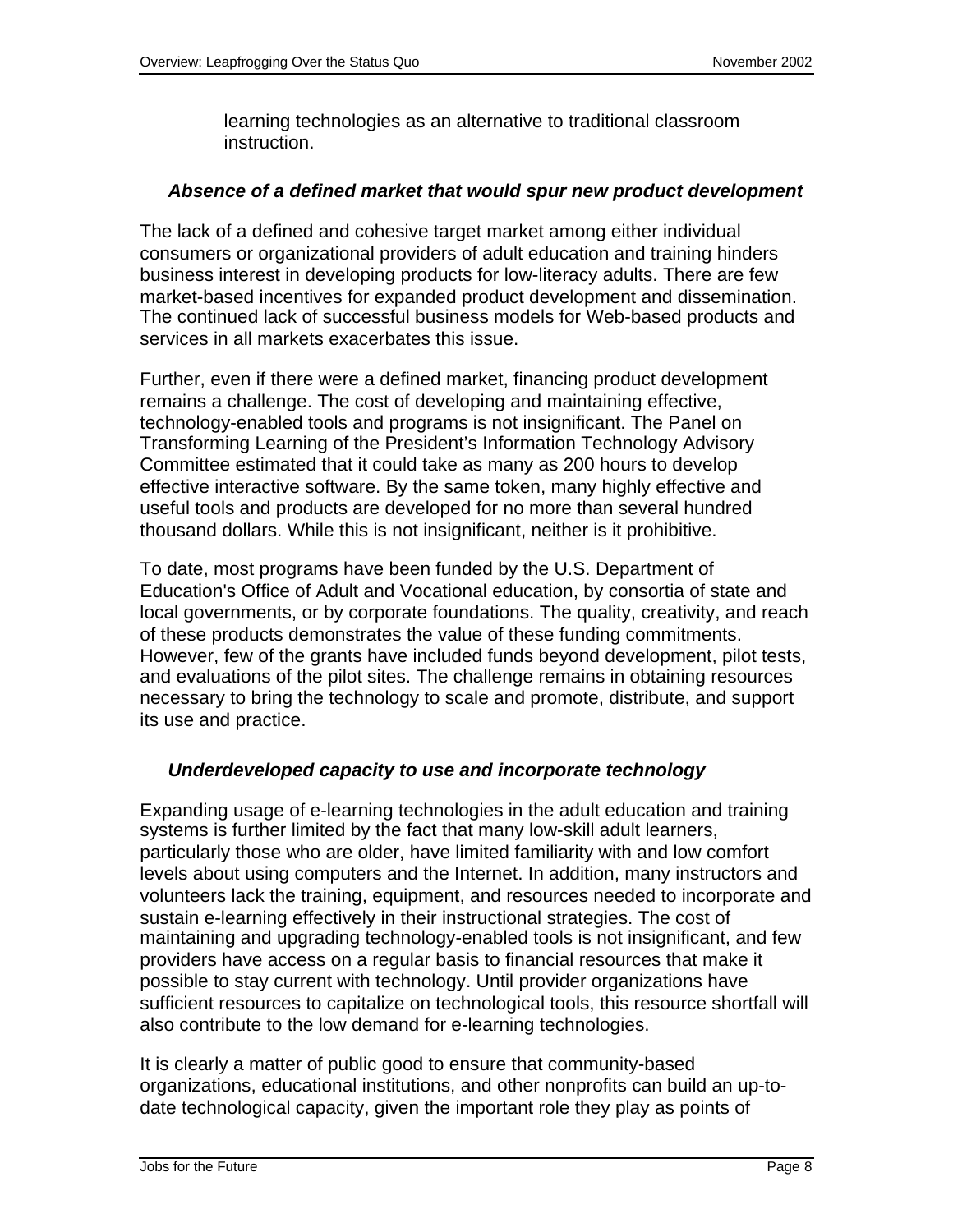learning technologies as an alternative to traditional classroom instruction.

### *Absence of a defined market that would spur new product development*

The lack of a defined and cohesive target market among either individual consumers or organizational providers of adult education and training hinders business interest in developing products for low-literacy adults. There are few market-based incentives for expanded product development and dissemination. The continued lack of successful business models for Web-based products and services in all markets exacerbates this issue.

Further, even if there were a defined market, financing product development remains a challenge. The cost of developing and maintaining effective, technology-enabled tools and programs is not insignificant. The Panel on Transforming Learning of the President's Information Technology Advisory Committee estimated that it could take as many as 200 hours to develop effective interactive software. By the same token, many highly effective and useful tools and products are developed for no more than several hundred thousand dollars. While this is not insignificant, neither is it prohibitive.

To date, most programs have been funded by the U.S. Department of Education's Office of Adult and Vocational education, by consortia of state and local governments, or by corporate foundations. The quality, creativity, and reach of these products demonstrates the value of these funding commitments. However, few of the grants have included funds beyond development, pilot tests, and evaluations of the pilot sites. The challenge remains in obtaining resources necessary to bring the technology to scale and promote, distribute, and support its use and practice.

### *Underdeveloped capacity to use and incorporate technology*

Expanding usage of e-learning technologies in the adult education and training systems is further limited by the fact that many low-skill adult learners, particularly those who are older, have limited familiarity with and low comfort levels about using computers and the Internet. In addition, many instructors and volunteers lack the training, equipment, and resources needed to incorporate and sustain e-learning effectively in their instructional strategies. The cost of maintaining and upgrading technology-enabled tools is not insignificant, and few providers have access on a regular basis to financial resources that make it possible to stay current with technology. Until provider organizations have sufficient resources to capitalize on technological tools, this resource shortfall will also contribute to the low demand for e-learning technologies.

It is clearly a matter of public good to ensure that community-based organizations, educational institutions, and other nonprofits can build an up-to-date technological capacity, given the important role they play as points of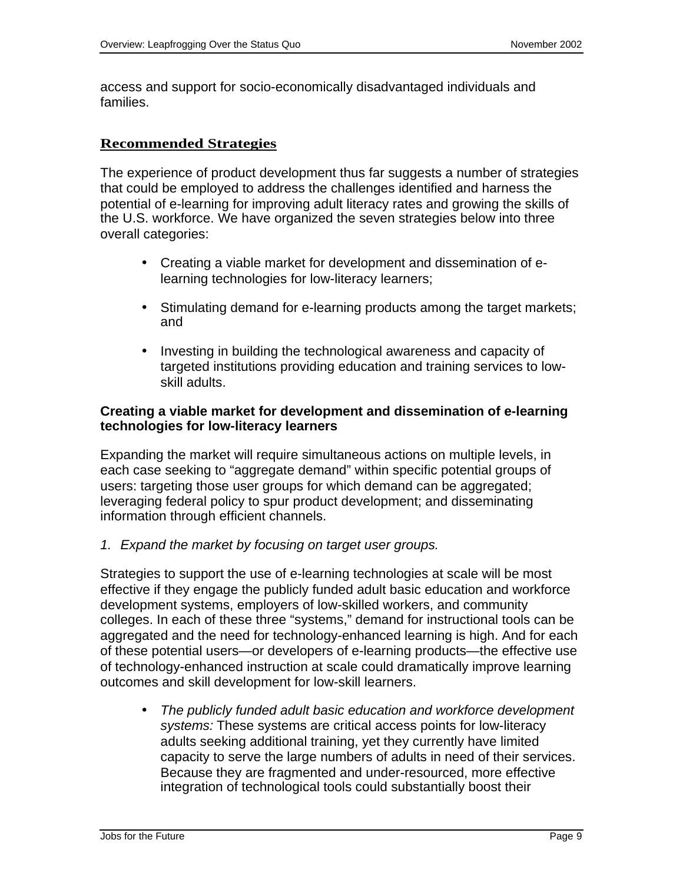access and support for socio-economically disadvantaged individuals and families.

## Recommended Strategies

The experience of product development thus far suggests a number of strategies that could be employed to address the challenges identified and harness the potential of e-learning for improving adult literacy rates and growing the skills of the U.S. workforce. We have organized the seven strategies below into three overall categories:

- Creating a viable market for development and dissemination of e-learning technologies for low-literacy learners;
- Stimulating demand for e-learning products among the target markets; and
- Investing in building the technological awareness and capacity of targeted institutions providing education and training services to low-skill adults.

### Creating a viable market for development and dissemination of e-learning technologies for low-literacy learners

Expanding the market will require simultaneous actions on multiple levels, in each case seeking to “aggregate demand” within specific potential groups of users: targeting those user groups for which demand can be aggregated; leveraging federal policy to spur product development; and disseminating information through efficient channels.

*1. Expand the market by focusing on target user groups.*

Strategies to support the use of e-learning technologies at scale will be most effective if they engage the publicly funded adult basic education and workforce development systems, employers of low-skilled workers, and community colleges. In each of these three “systems,” demand for instructional tools can be aggregated and the need for technology-enhanced learning is high. And for each of these potential users—or developers of e-learning products—the effective use of technology-enhanced instruction at scale could dramatically improve learning outcomes and skill development for low-skill learners.

- *The publicly funded adult basic education and workforce development systems:* These systems are critical access points for low-literacy adults seeking additional training, yet they currently have limited capacity to serve the large numbers of adults in need of their services. Because they are fragmented and under-resourced, more effective integration of technological tools could substantially boost their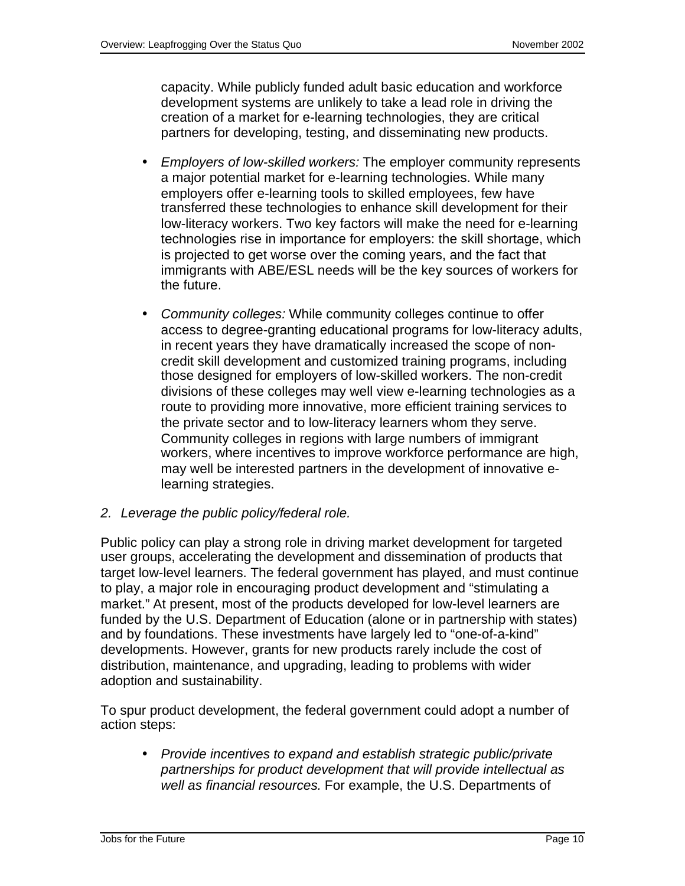capacity. While publicly funded adult basic education and workforce development systems are unlikely to take a lead role in driving the creation of a market for e-learning technologies, they are critical partners for developing, testing, and disseminating new products.

- *Employers of low-skilled workers:* The employer community represents a major potential market for e-learning technologies. While many employers offer e-learning tools to skilled employees, few have transferred these technologies to enhance skill development for their low-literacy workers. Two key factors will make the need for e-learning technologies rise in importance for employers: the skill shortage, which is projected to get worse over the coming years, and the fact that immigrants with ABE/ESL needs will be the key sources of workers for the future.

- *Community colleges:* While community colleges continue to offer access to degree-granting educational programs for low-literacy adults, in recent years they have dramatically increased the scope of non-credit skill development and customized training programs, including those designed for employers of low-skilled workers. The non-credit divisions of these colleges may well view e-learning technologies as a route to providing more innovative, more efficient training services to the private sector and to low-literacy learners whom they serve. Community colleges in regions with large numbers of immigrant workers, where incentives to improve workforce performance are high, may well be interested partners in the development of innovative e-learning strategies.

2. *Leverage the public policy/federal role.*

Public policy can play a strong role in driving market development for targeted user groups, accelerating the development and dissemination of products that target low-level learners. The federal government has played, and must continue to play, a major role in encouraging product development and "stimulating a market." At present, most of the products developed for low-level learners are funded by the U.S. Department of Education (alone or in partnership with states) and by foundations. These investments have largely led to "one-of-a-kind" developments. However, grants for new products rarely include the cost of distribution, maintenance, and upgrading, leading to problems with wider adoption and sustainability.

To spur product development, the federal government could adopt a number of action steps:

- *Provide incentives to expand and establish strategic public/private partnerships for product development that will provide intellectual as well as financial resources.* For example, the U.S. Departments of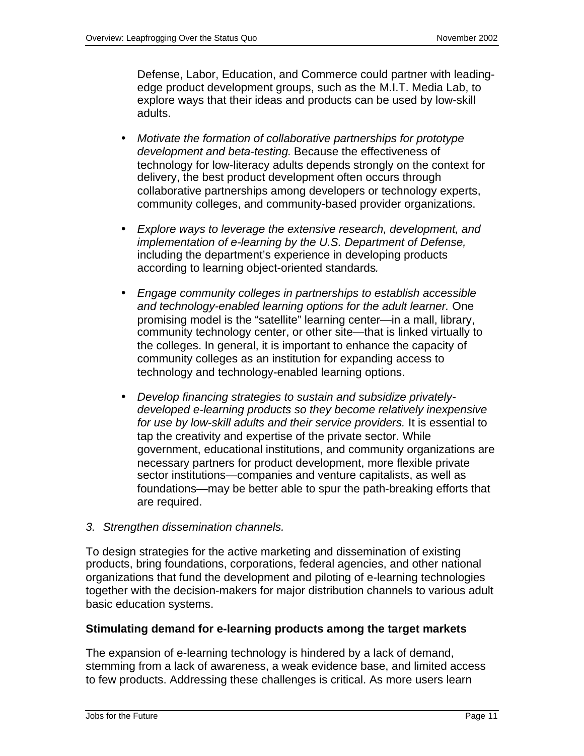Defense, Labor, Education, and Commerce could partner with leading-edge product development groups, such as the M.I.T. Media Lab, to explore ways that their ideas and products can be used by low-skill adults.

- *Motivate the formation of collaborative partnerships for prototype development and beta-testing.* Because the effectiveness of technology for low-literacy adults depends strongly on the context for delivery, the best product development often occurs through collaborative partnerships among developers or technology experts, community colleges, and community-based provider organizations.

- *Explore ways to leverage the extensive research, development, and implementation of e-learning by the U.S. Department of Defense,* including the department's experience in developing products according to learning object-oriented standards*.*

- *Engage community colleges in partnerships to establish accessible and technology-enabled learning options for the adult learner.* One promising model is the "satellite" learning center—in a mall, library, community technology center, or other site—that is linked virtually to the colleges. In general, it is important to enhance the capacity of community colleges as an institution for expanding access to technology and technology-enabled learning options.

- *Develop financing strategies to sustain and subsidize privately-developed e-learning products so they become relatively inexpensive for use by low-skill adults and their service providers.* It is essential to tap the creativity and expertise of the private sector. While government, educational institutions, and community organizations are necessary partners for product development, more flexible private sector institutions—companies and venture capitalists, as well as foundations—may be better able to spur the path-breaking efforts that are required.

3. *Strengthen dissemination channels.*

To design strategies for the active marketing and dissemination of existing products, bring foundations, corporations, federal agencies, and other national organizations that fund the development and piloting of e-learning technologies together with the decision-makers for major distribution channels to various adult basic education systems.

**Stimulating demand for e-learning products among the target markets**

The expansion of e-learning technology is hindered by a lack of demand, stemming from a lack of awareness, a weak evidence base, and limited access to few products. Addressing these challenges is critical. As more users learn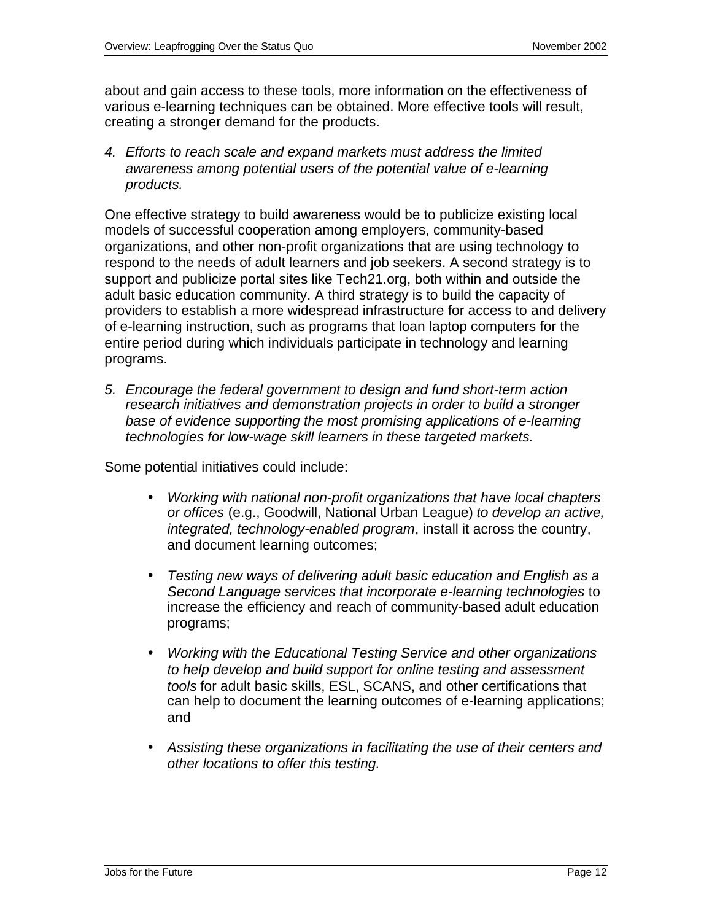about and gain access to these tools, more information on the effectiveness of various e-learning techniques can be obtained. More effective tools will result, creating a stronger demand for the products.

4. *Efforts to reach scale and expand markets must address the limited awareness among potential users of the potential value of e-learning products.*

One effective strategy to build awareness would be to publicize existing local models of successful cooperation among employers, community-based organizations, and other non-profit organizations that are using technology to respond to the needs of adult learners and job seekers. A second strategy is to support and publicize portal sites like Tech21.org, both within and outside the adult basic education community. A third strategy is to build the capacity of providers to establish a more widespread infrastructure for access to and delivery of e-learning instruction, such as programs that loan laptop computers for the entire period during which individuals participate in technology and learning programs.

5. *Encourage the federal government to design and fund short-term action research initiatives and demonstration projects in order to build a stronger base of evidence supporting the most promising applications of e-learning technologies for low-wage skill learners in these targeted markets.*

Some potential initiatives could include:

- *Working with national non-profit organizations that have local chapters or offices* (e.g., Goodwill, National Urban League) *to develop an active, integrated, technology-enabled program*, install it across the country, and document learning outcomes;

- *Testing new ways of delivering adult basic education and English as a Second Language services that incorporate e-learning technologies* to increase the efficiency and reach of community-based adult education programs;

- *Working with the Educational Testing Service and other organizations to help develop and build support for online testing and assessment tools* for adult basic skills, ESL, SCANS, and other certifications that can help to document the learning outcomes of e-learning applications; and

- *Assisting these organizations in facilitating the use of their centers and other locations to offer this testing.*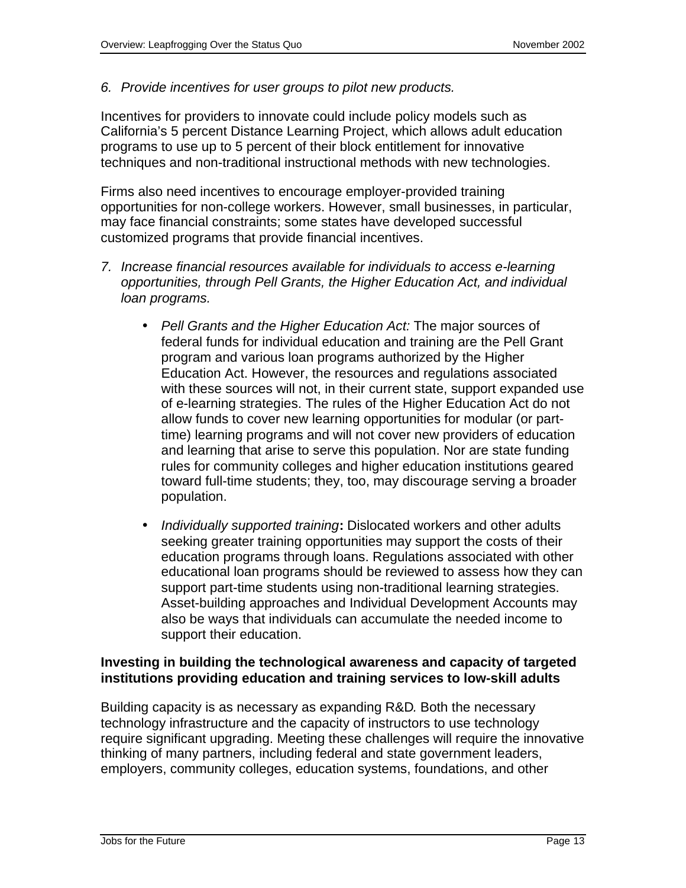6. *Provide incentives for user groups to pilot new products.*

Incentives for providers to innovate could include policy models such as California's 5 percent Distance Learning Project, which allows adult education programs to use up to 5 percent of their block entitlement for innovative techniques and non-traditional instructional methods with new technologies.

Firms also need incentives to encourage employer-provided training opportunities for non-college workers. However, small businesses, in particular, may face financial constraints; some states have developed successful customized programs that provide financial incentives.

7. *Increase financial resources available for individuals to access e-learning opportunities, through Pell Grants, the Higher Education Act, and individual loan programs.*

    - *Pell Grants and the Higher Education Act:* The major sources of federal funds for individual education and training are the Pell Grant program and various loan programs authorized by the Higher Education Act. However, the resources and regulations associated with these sources will not, in their current state, support expanded use of e-learning strategies. The rules of the Higher Education Act do not allow funds to cover new learning opportunities for modular (or part-time) learning programs and will not cover new providers of education and learning that arise to serve this population. Nor are state funding rules for community colleges and higher education institutions geared toward full-time students; they, too, may discourage serving a broader population.

    - *Individually supported training***:** Dislocated workers and other adults seeking greater training opportunities may support the costs of their education programs through loans. Regulations associated with other educational loan programs should be reviewed to assess how they can support part-time students using non-traditional learning strategies. Asset-building approaches and Individual Development Accounts may also be ways that individuals can accumulate the needed income to support their education.

**Investing in building the technological awareness and capacity of targeted institutions providing education and training services to low-skill adults**

Building capacity is as necessary as expanding R&D. Both the necessary technology infrastructure and the capacity of instructors to use technology require significant upgrading. Meeting these challenges will require the innovative thinking of many partners, including federal and state government leaders, employers, community colleges, education systems, foundations, and other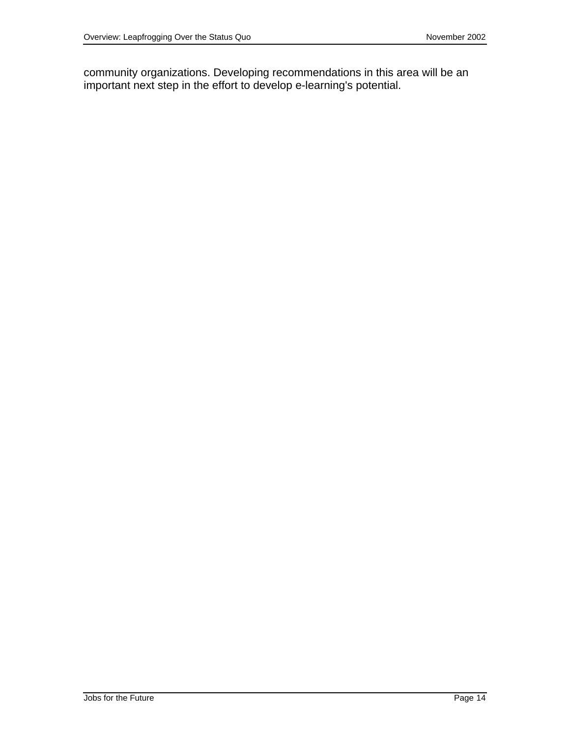community organizations. Developing recommendations in this area will be an important next step in the effort to develop e-learning's potential.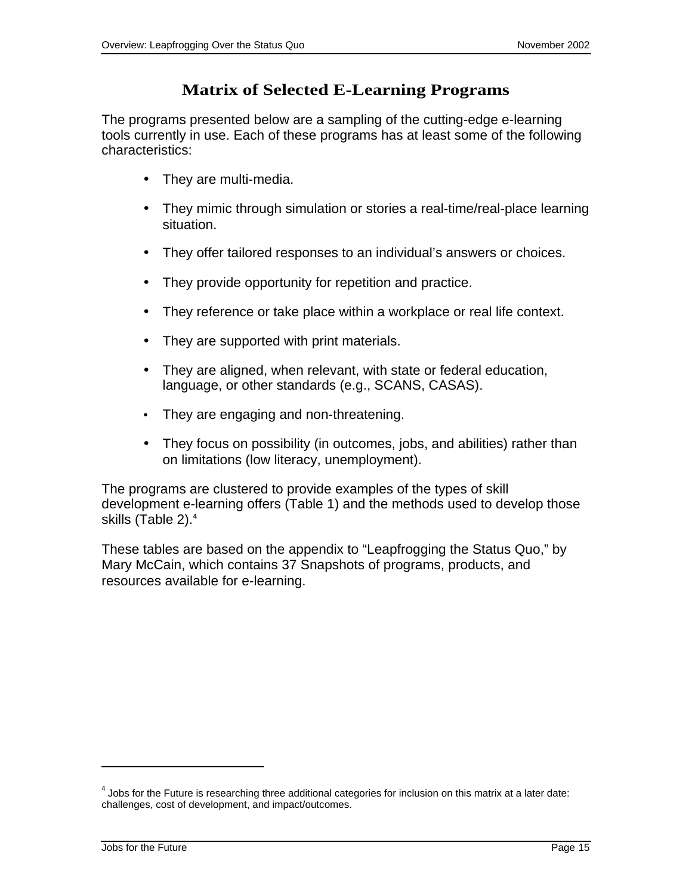# Matrix of Selected E-Learning Programs

The programs presented below are a sampling of the cutting-edge e-learning tools currently in use. Each of these programs has at least some of the following characteristics:

- They are multi-media.
- They mimic through simulation or stories a real-time/real-place learning situation.
- They offer tailored responses to an individual's answers or choices.
- They provide opportunity for repetition and practice.
- They reference or take place within a workplace or real life context.
- They are supported with print materials.
- They are aligned, when relevant, with state or federal education, language, or other standards (e.g., SCANS, CASAS).
- They are engaging and non-threatening.
- They focus on possibility (in outcomes, jobs, and abilities) rather than on limitations (low literacy, unemployment).

The programs are clustered to provide examples of the types of skill development e-learning offers (Table 1) and the methods used to develop those skills (Table 2).[4]

These tables are based on the appendix to "Leapfrogging the Status Quo," by Mary McCain, which contains 37 Snapshots of programs, products, and resources available for e-learning.

---

[4] Jobs for the Future is researching three additional categories for inclusion on this matrix at a later date: challenges, cost of development, and impact/outcomes.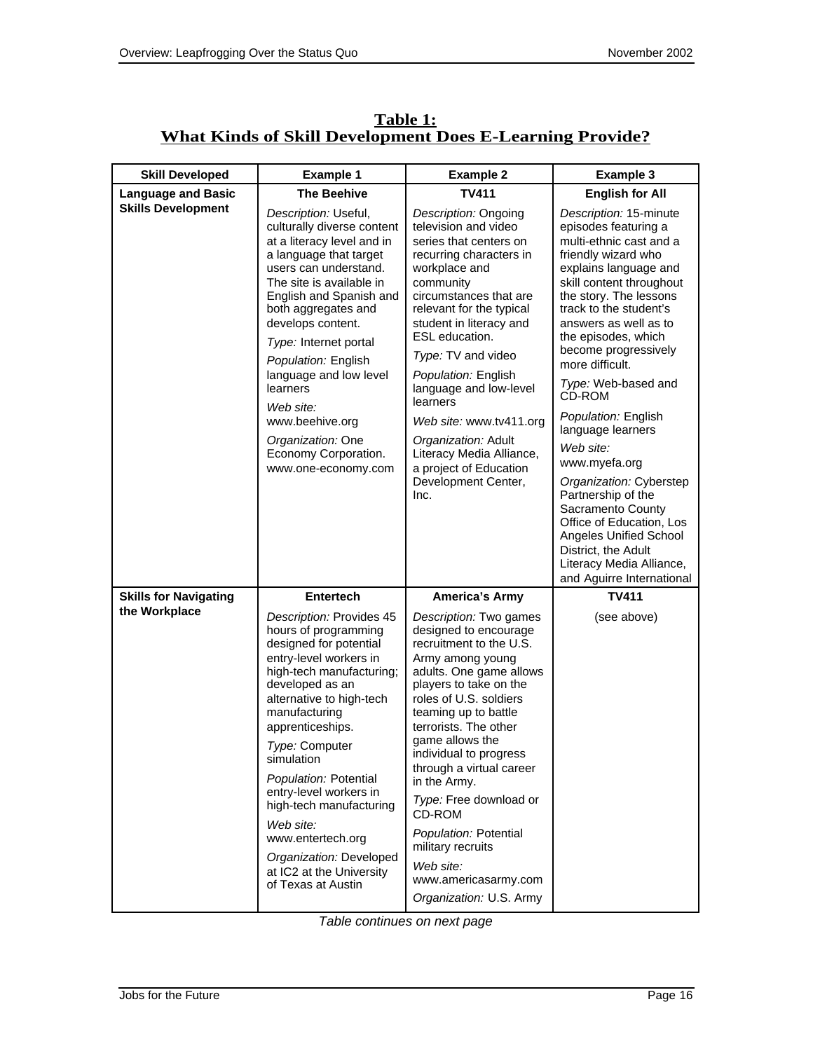## Table 1: What Kinds of Skill Development Does E-Learning Provide?

| Skill Developed | Example 1 | Example 2 | Example 3 |
|---|---|---|---|
| **Language and Basic Skills Development** | **The Beehive**<br>*Description:* Useful, culturally diverse content at a literacy level and in a language that target users can understand. The site is available in English and Spanish and both aggregates and develops content.<br>*Type:* Internet portal<br>*Population:* English language and low level learners<br>*Web site:* www.beehive.org<br>*Organization:* One Economy Corporation. www.one-economy.com | **TV411**<br>*Description:* Ongoing television and video series that centers on recurring characters in workplace and community circumstances that are relevant for the typical student in literacy and ESL education.<br>*Type:* TV and video<br>*Population:* English language and low-level learners<br>*Web site:* www.tv411.org<br>*Organization:* Adult Literacy Media Alliance, a project of Education Development Center, Inc. | **English for All**<br>*Description:* 15-minute episodes featuring a multi-ethnic cast and a friendly wizard who explains language and skill content throughout the story. The lessons track to the student's answers as well as to the episodes, which become progressively more difficult.<br>*Type:* Web-based and CD-ROM<br>*Population:* English language learners<br>*Web site:* www.myefa.org<br>*Organization:* Cyberstep Partnership of the Sacramento County Office of Education, Los Angeles Unified School District, the Adult Literacy Media Alliance, and Aguirre International |
| **Skills for Navigating the Workplace** | **Entertech**<br>*Description:* Provides 45 hours of programming designed for potential entry-level workers in high-tech manufacturing; developed as an alternative to high-tech manufacturing apprenticeships.<br>*Type:* Computer simulation<br>*Population:* Potential entry-level workers in high-tech manufacturing<br>*Web site:* www.entertech.org<br>*Organization:* Developed at IC2 at the University of Texas at Austin | **America's Army**<br>*Description:* Two games designed to encourage recruitment to the U.S. Army among young adults. One game allows players to take on the roles of U.S. soldiers teaming up to battle terrorists. The other game allows the individual to progress through a virtual career in the Army.<br>*Type:* Free download or CD-ROM<br>*Population:* Potential military recruits<br>*Web site:* www.americasarmy.com<br>*Organization:* U.S. Army | **TV411**<br>(see above) |

*Table continues on next page*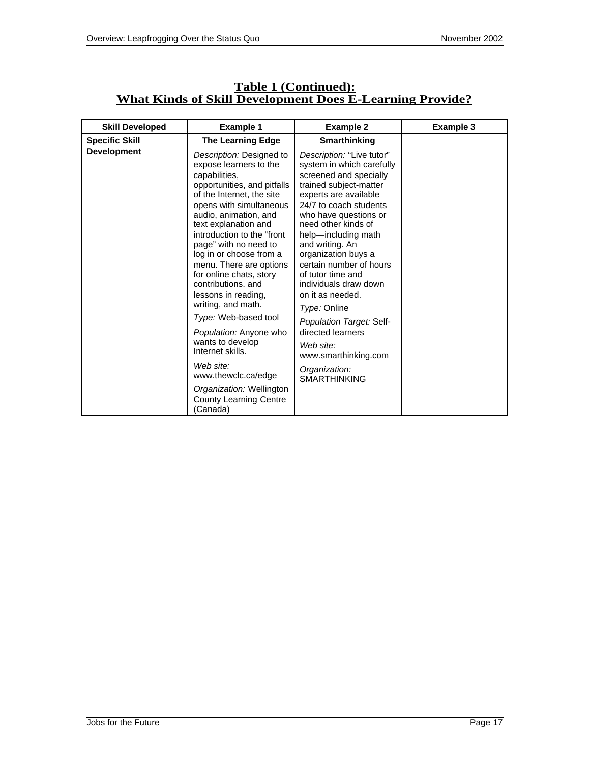## Table 1 (Continued): What Kinds of Skill Development Does E-Learning Provide?

| Skill Developed | Example 1 | Example 2 | Example 3 |
|---|---|---|---|
| **Specific Skill Development** | **The Learning Edge**<br><br>*Description:* Designed to expose learners to the capabilities, opportunities, and pitfalls of the Internet, the site opens with simultaneous audio, animation, and text explanation and introduction to the "front page" with no need to log in or choose from a menu. There are options for online chats, story contributions. and lessons in reading, writing, and math.<br><br>*Type:* Web-based tool<br><br>*Population:* Anyone who wants to develop Internet skills.<br><br>*Web site:* www.thewclc.ca/edge<br><br>*Organization:* Wellington County Learning Centre (Canada) | **Smarthinking**<br><br>*Description:* "Live tutor" system in which carefully screened and specially trained subject-matter experts are available 24/7 to coach students who have questions or need other kinds of help—including math and writing. An organization buys a certain number of hours of tutor time and individuals draw down on it as needed.<br><br>*Type:* Online<br><br>*Population Target:* Self-directed learners<br><br>*Web site:* www.smarthinking.com<br><br>*Organization:* SMARTHINKING | |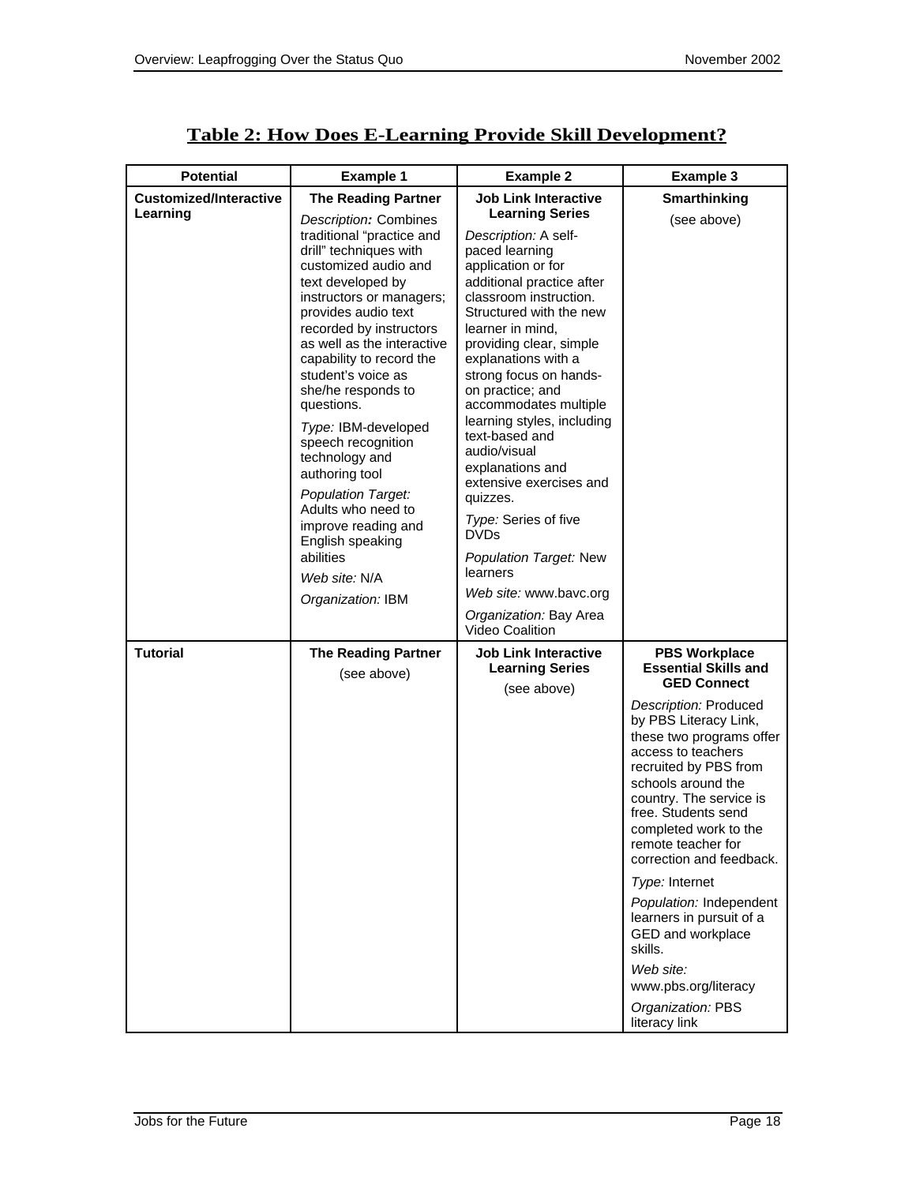## Table 2: How Does E-Learning Provide Skill Development?

| Potential | Example 1 | Example 2 | Example 3 |
|---|---|---|---|
| **Customized/Interactive Learning** | **The Reading Partner**<br>*Description:* Combines traditional "practice and drill" techniques with customized audio and text developed by instructors or managers; provides audio text recorded by instructors as well as the interactive capability to record the student's voice as she/he responds to questions.<br>*Type:* IBM-developed speech recognition technology and authoring tool<br>*Population Target:* Adults who need to improve reading and English speaking abilities<br>*Web site:* N/A<br>*Organization:* IBM | **Job Link Interactive Learning Series**<br>*Description:* A self-paced learning application or for additional practice after classroom instruction. Structured with the new learner in mind, providing clear, simple explanations with a strong focus on hands-on practice; and accommodates multiple learning styles, including text-based and audio/visual explanations and extensive exercises and quizzes.<br>*Type:* Series of five DVDs<br>*Population Target:* New learners<br>*Web site:* www.bavc.org<br>*Organization:* Bay Area Video Coalition | **Smarthinking**<br>(see above) |
| **Tutorial** | **The Reading Partner**<br>(see above) | **Job Link Interactive Learning Series**<br>(see above) | **PBS Workplace Essential Skills and GED Connect**<br>*Description:* Produced by PBS Literacy Link, these two programs offer access to teachers recruited by PBS from schools around the country. The service is free. Students send completed work to the remote teacher for correction and feedback.<br>*Type:* Internet<br>*Population:* Independent learners in pursuit of a GED and workplace skills.<br>*Web site:* www.pbs.org/literacy<br>*Organization:* PBS literacy link |